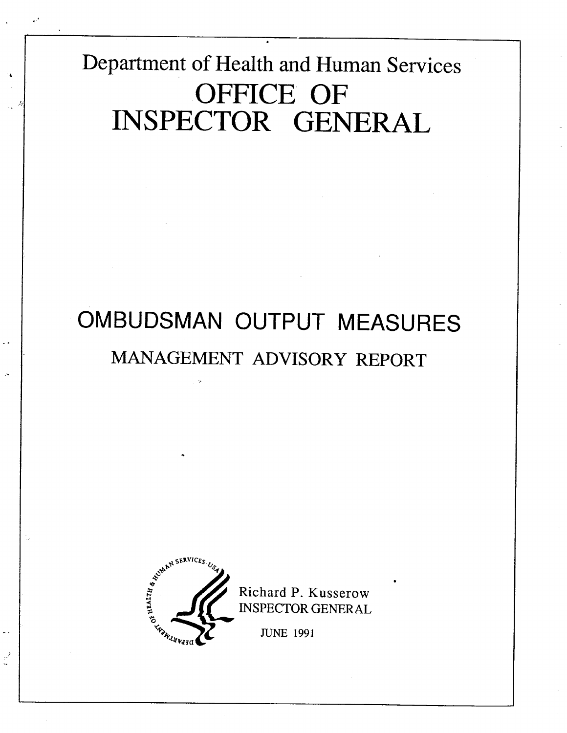Department of Health and Human Services

# OFFICE OF INSPECTOR GENERAL

# OMBUDSMAN OUTPUT MEASURES

## MANAGEMENT ADVISORY REPORT

Richard P. Kusserow
INSPECTOR GENERAL

JUNE 1991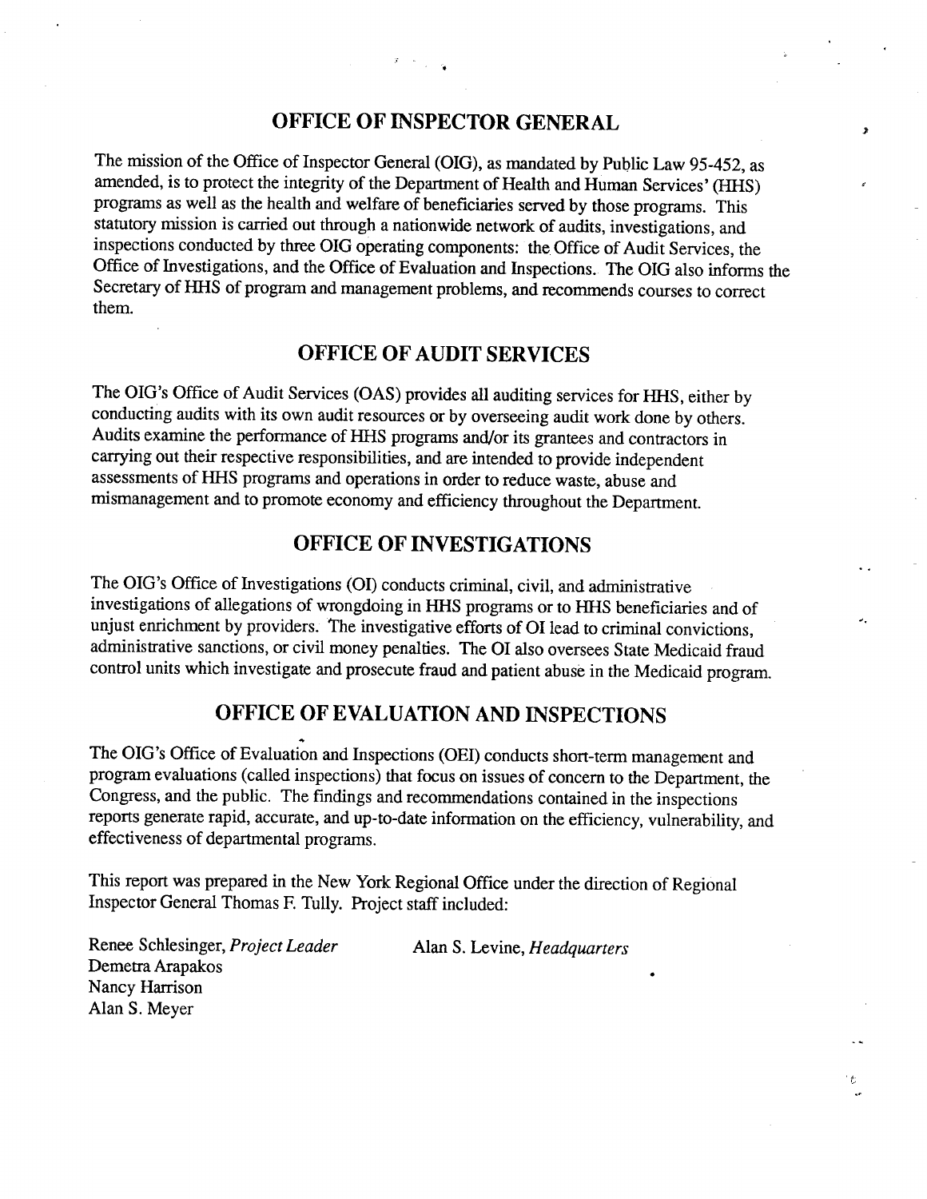## OFFICE OF INSPECTOR GENERAL

The mission of the Office of Inspector General (OIG), as mandated by Public Law 95-452, as amended, is to protect the integrity of the Department of Health and Human Services' (HHS) programs as well as the health and welfare of beneficiaries served by those programs. This statutory mission is carried out through a nationwide network of audits, investigations, and inspections conducted by three OIG operating components: the Office of Audit Services, the Office of Investigations, and the Office of Evaluation and Inspections. The OIG also informs the Secretary of HHS of program and management problems, and recommends courses to correct them.

## OFFICE OF AUDIT SERVICES

The OIG's Office of Audit Services (OAS) provides all auditing services for HHS, either by conducting audits with its own audit resources or by overseeing audit work done by others. Audits examine the performance of HHS programs and/or its grantees and contractors in carrying out their respective responsibilities, and are intended to provide independent assessments of HHS programs and operations in order to reduce waste, abuse and mismanagement and to promote economy and efficiency throughout the Department.

## OFFICE OF INVESTIGATIONS

The OIG's Office of Investigations (OI) conducts criminal, civil, and administrative investigations of allegations of wrongdoing in HHS programs or to HHS beneficiaries and of unjust enrichment by providers. The investigative efforts of OI lead to criminal convictions, administrative sanctions, or civil money penalties. The OI also oversees State Medicaid fraud control units which investigate and prosecute fraud and patient abuse in the Medicaid program.

## OFFICE OF EVALUATION AND INSPECTIONS

The OIG's Office of Evaluation and Inspections (OEI) conducts short-term management and program evaluations (called inspections) that focus on issues of concern to the Department, the Congress, and the public. The findings and recommendations contained in the inspections reports generate rapid, accurate, and up-to-date information on the efficiency, vulnerability, and effectiveness of departmental programs.

This report was prepared in the New York Regional Office under the direction of Regional Inspector General Thomas F. Tully. Project staff included:

Renee Schlesinger, *Project Leader*
Demetra Arapakos
Nancy Harrison
Alan S. Meyer

Alan S. Levine, *Headquarters*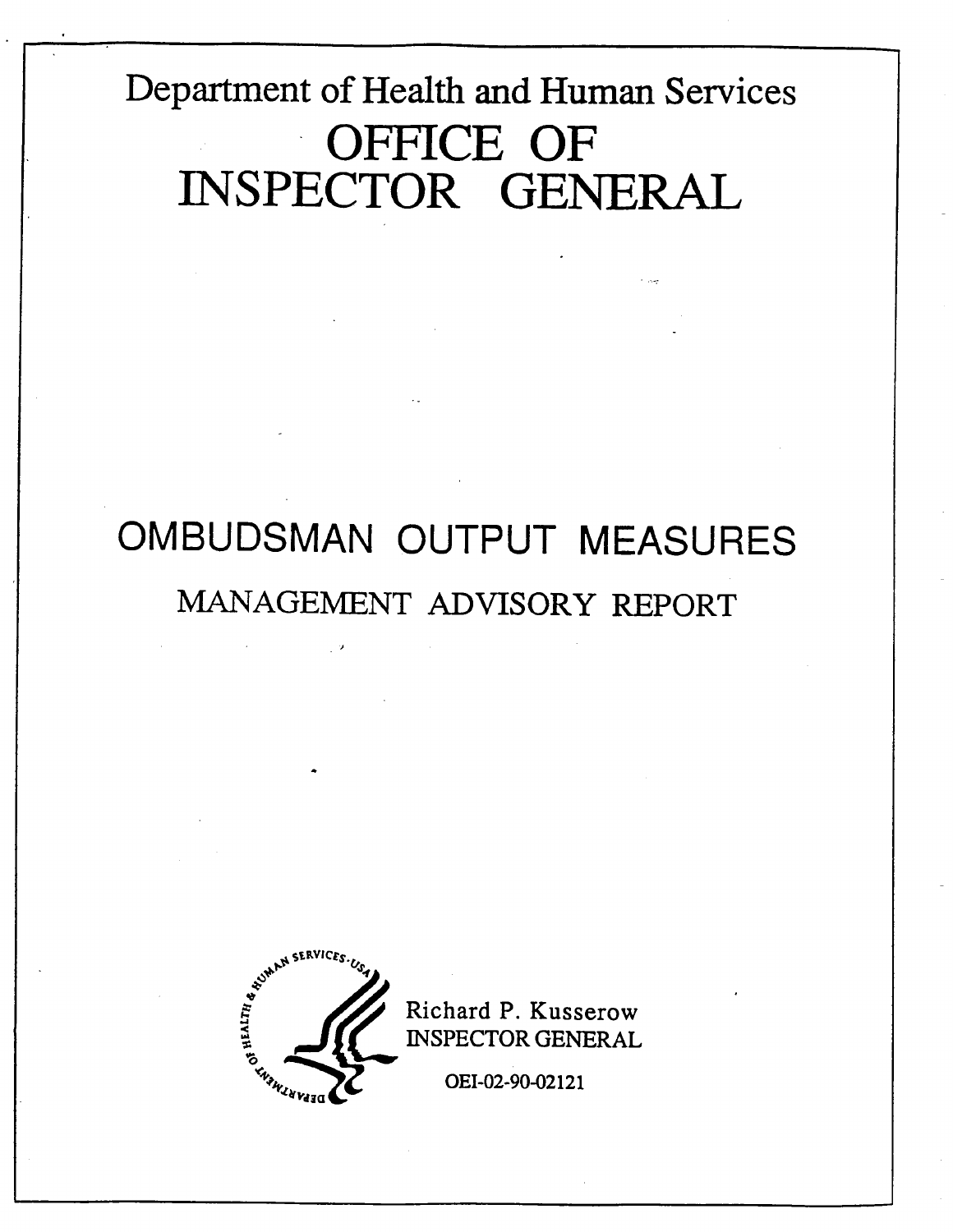Department of Health and Human Services

# OFFICE OF INSPECTOR GENERAL

# OMBUDSMAN OUTPUT MEASURES

## MANAGEMENT ADVISORY REPORT

Richard P. Kusserow
INSPECTOR GENERAL

OEI-02-90-02121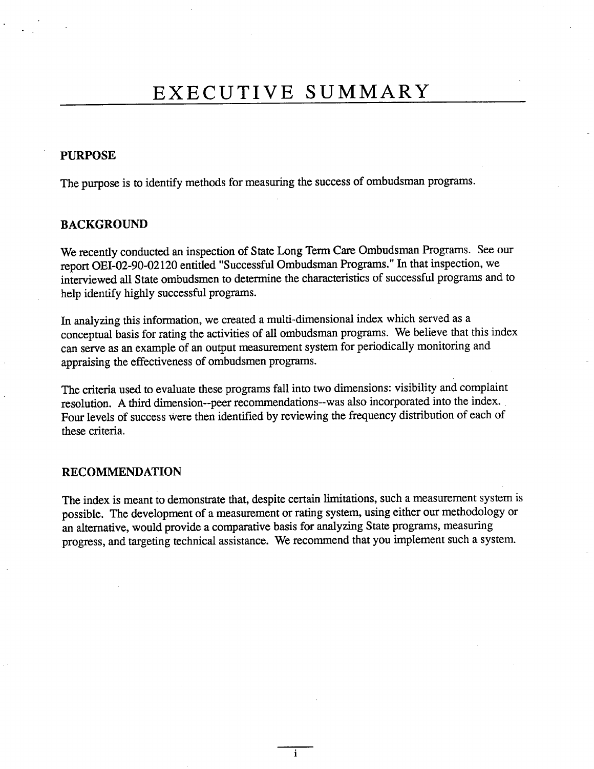# EXECUTIVE SUMMARY

## PURPOSE

The purpose is to identify methods for measuring the success of ombudsman programs.

## BACKGROUND

We recently conducted an inspection of State Long Term Care Ombudsman Programs. See our report OEI-02-90-02120 entitled "Successful Ombudsman Programs." In that inspection, we interviewed all State ombudsmen to determine the characteristics of successful programs and to help identify highly successful programs.

In analyzing this information, we created a multi-dimensional index which served as a conceptual basis for rating the activities of all ombudsman programs. We believe that this index can serve as an example of an output measurement system for periodically monitoring and appraising the effectiveness of ombudsmen programs.

The criteria used to evaluate these programs fall into two dimensions: visibility and complaint resolution. A third dimension--peer recommendations--was also incorporated into the index. Four levels of success were then identified by reviewing the frequency distribution of each of these criteria.

## RECOMMENDATION

The index is meant to demonstrate that, despite certain limitations, such a measurement system is possible. The development of a measurement or rating system, using either our methodology or an alternative, would provide a comparative basis for analyzing State programs, measuring progress, and targeting technical assistance. We recommend that you implement such a system.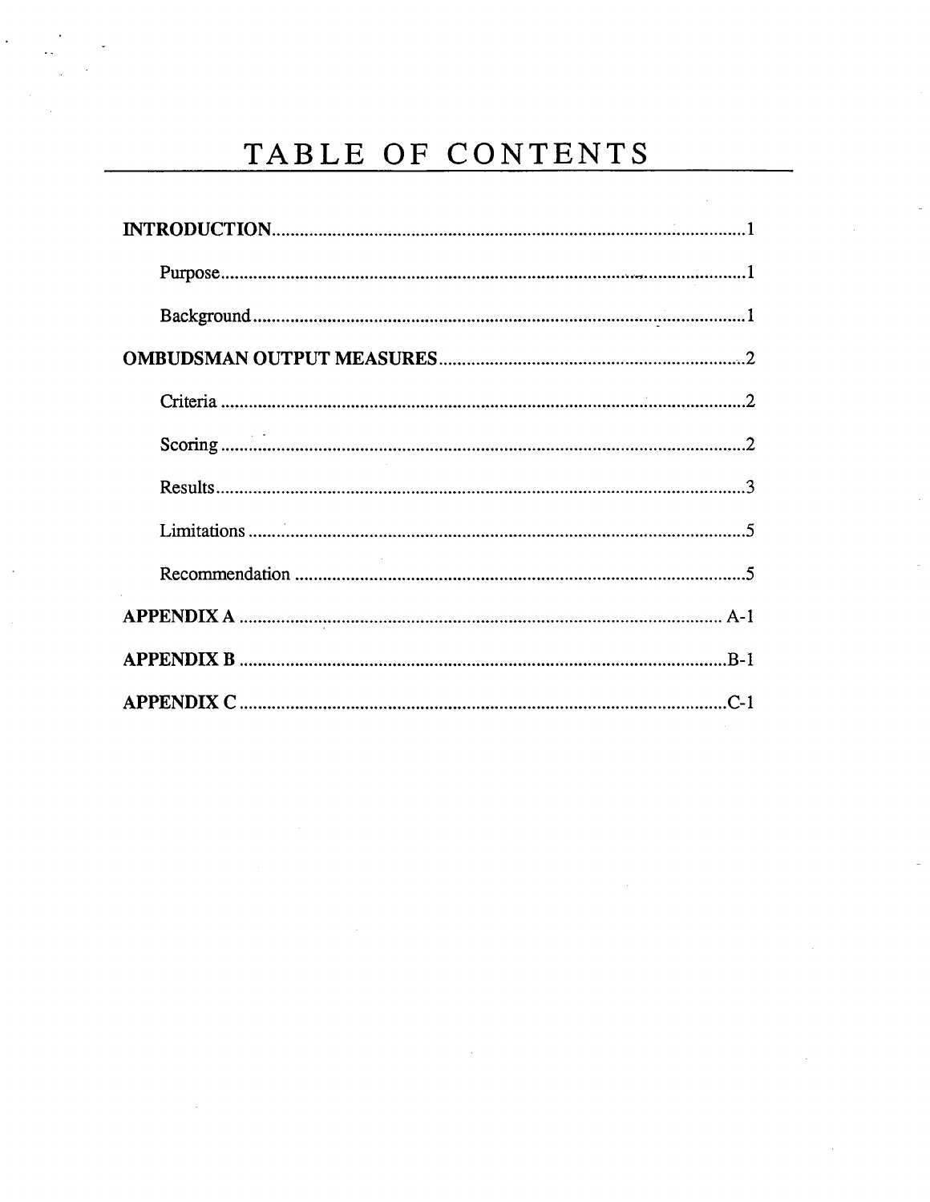# TABLE OF CONTENTS

**INTRODUCTION** ........................................................ 1

Purpose ........................................................ 1

Background ........................................................ 1

**OMBUDSMAN OUTPUT MEASURES** ........................................................ 2

Criteria ........................................................ 2

Scoring ........................................................ 2

Results ........................................................ 3

Limitations ........................................................ 5

Recommendation ........................................................ 5

**APPENDIX A** ........................................................ A-1

**APPENDIX B** ........................................................ B-1

**APPENDIX C** ........................................................ C-1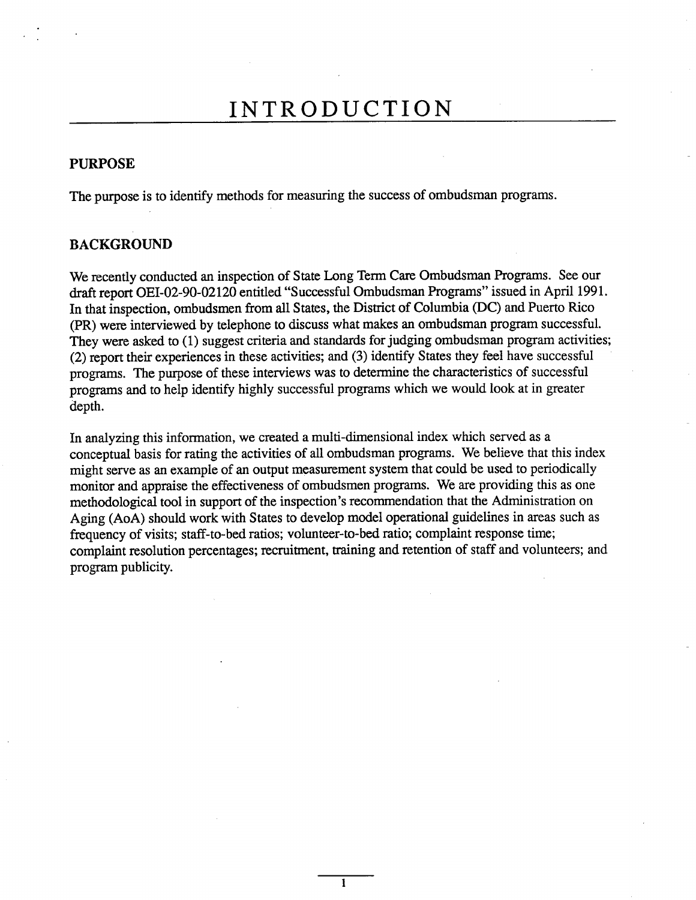# INTRODUCTION

## PURPOSE

The purpose is to identify methods for measuring the success of ombudsman programs.

## BACKGROUND

We recently conducted an inspection of State Long Term Care Ombudsman Programs. See our draft report OEI-02-90-02120 entitled "Successful Ombudsman Programs" issued in April 1991. In that inspection, ombudsmen from all States, the District of Columbia (DC) and Puerto Rico (PR) were interviewed by telephone to discuss what makes an ombudsman program successful. They were asked to (1) suggest criteria and standards for judging ombudsman program activities; (2) report their experiences in these activities; and (3) identify States they feel have successful programs. The purpose of these interviews was to determine the characteristics of successful programs and to help identify highly successful programs which we would look at in greater depth.

In analyzing this information, we created a multi-dimensional index which served as a conceptual basis for rating the activities of all ombudsman programs. We believe that this index might serve as an example of an output measurement system that could be used to periodically monitor and appraise the effectiveness of ombudsmen programs. We are providing this as one methodological tool in support of the inspection's recommendation that the Administration on Aging (AoA) should work with States to develop model operational guidelines in areas such as frequency of visits; staff-to-bed ratios; volunteer-to-bed ratio; complaint response time; complaint resolution percentages; recruitment, training and retention of staff and volunteers; and program publicity.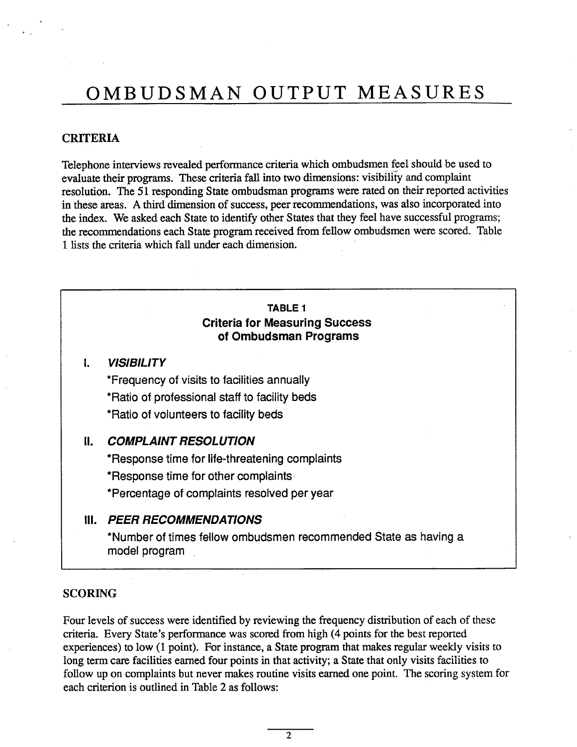# OMBUDSMAN OUTPUT MEASURES

## CRITERIA

Telephone interviews revealed performance criteria which ombudsmen feel should be used to evaluate their programs. These criteria fall into two dimensions: visibility and complaint resolution. The 51 responding State ombudsman programs were rated on their reported activities in these areas. A third dimension of success, peer recommendations, was also incorporated into the index. We asked each State to identify other States that they feel have successful programs; the recommendations each State program received from fellow ombudsmen were scored. Table 1 lists the criteria which fall under each dimension.

**TABLE 1**
**Criteria for Measuring Success of Ombudsman Programs**

**I. *VISIBILITY***

*Frequency of visits to facilities annually

*Ratio of professional staff to facility beds

*Ratio of volunteers to facility beds

**II. *COMPLAINT RESOLUTION***

*Response time for life-threatening complaints

*Response time for other complaints

*Percentage of complaints resolved per year

**III. *PEER RECOMMENDATIONS***

*Number of times fellow ombudsmen recommended State as having a model program

## SCORING

Four levels of success were identified by reviewing the frequency distribution of each of these criteria. Every State's performance was scored from high (4 points for the best reported experiences) to low (1 point). For instance, a State program that makes regular weekly visits to long term care facilities earned four points in that activity; a State that only visits facilities to follow up on complaints but never makes routine visits earned one point. The scoring system for each criterion is outlined in Table 2 as follows: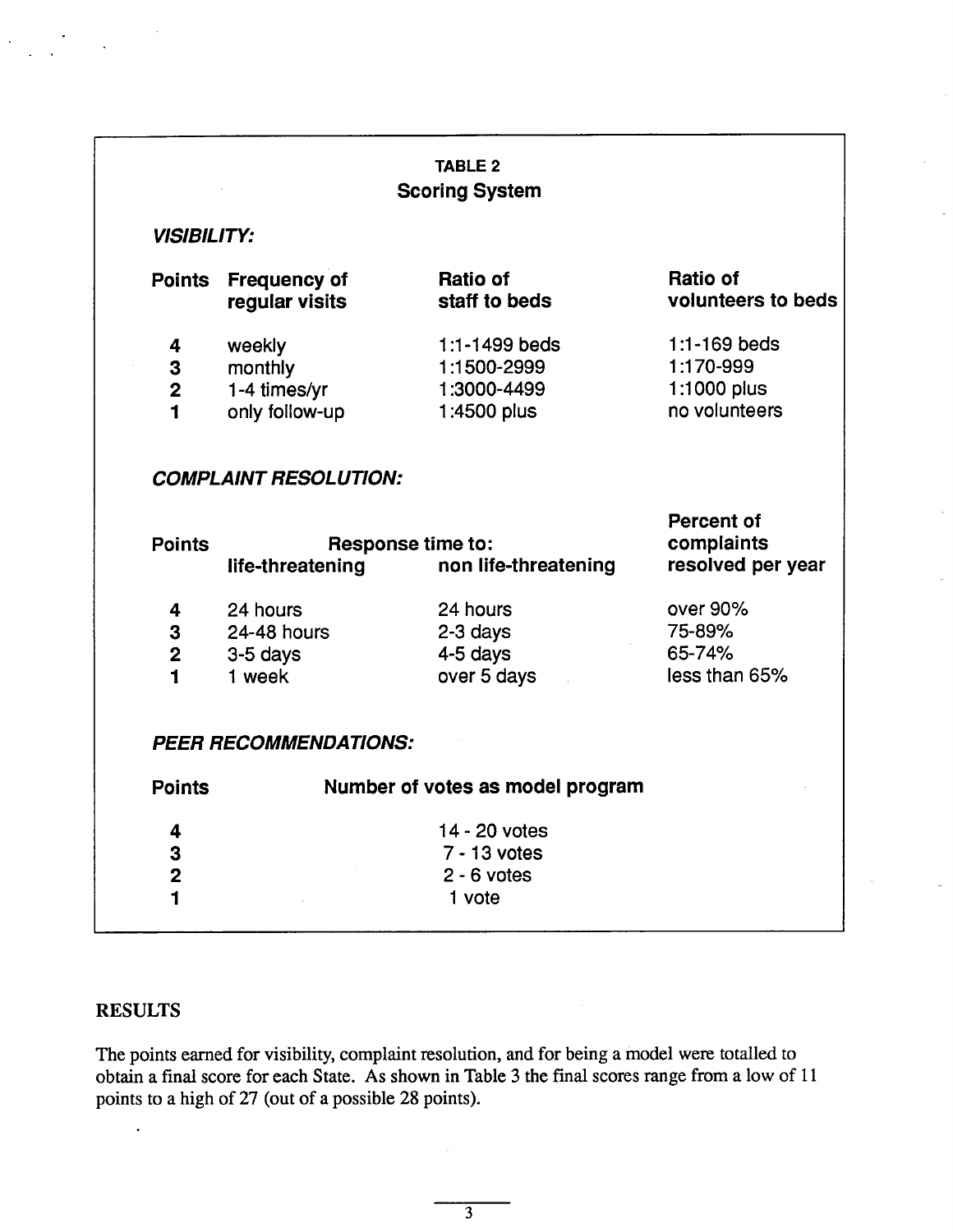**TABLE 2**
**Scoring System**

***VISIBILITY:***

| Points | Frequency of regular visits | Ratio of staff to beds | Ratio of volunteers to beds |
|---|---|---|---|
| 4 | weekly | 1:1-1499 beds | 1:1-169 beds |
| 3 | monthly | 1:1500-2999 | 1:170-999 |
| 2 | 1-4 times/yr | 1:3000-4499 | 1:1000 plus |
| 1 | only follow-up | 1:4500 plus | no volunteers |

***COMPLAINT RESOLUTION:***

| Points | Response time to: life-threatening | Response time to: non life-threatening | Percent of complaints resolved per year |
|---|---|---|---|
| 4 | 24 hours | 24 hours | over 90% |
| 3 | 24-48 hours | 2-3 days | 75-89% |
| 2 | 3-5 days | 4-5 days | 65-74% |
| 1 | 1 week | over 5 days | less than 65% |

***PEER RECOMMENDATIONS:***

| Points | Number of votes as model program |
|---|---|
| 4 | 14 - 20 votes |
| 3 | 7 - 13 votes |
| 2 | 2 - 6 votes |
| 1 | 1 vote |

## RESULTS

The points earned for visibility, complaint resolution, and for being a model were totalled to obtain a final score for each State. As shown in Table 3 the final scores range from a low of 11 points to a high of 27 (out of a possible 28 points).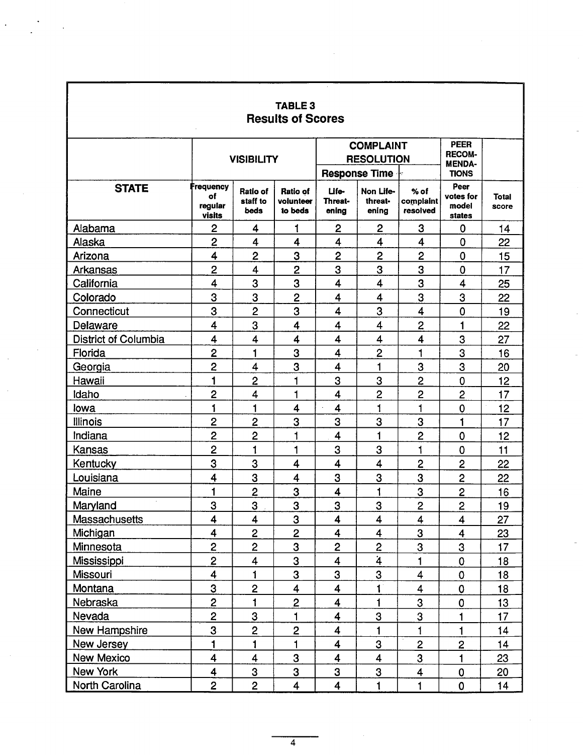## TABLE 3
## Results of Scores

| | VISIBILITY | | | COMPLAINT RESOLUTION | | | PEER RECOM-MENDA-TIONS | |
|---|---|---|---|---|---|---|---|---|
| | | | | Response Time | | | | |
| **STATE** | Frequency of regular visits | Ratio of staff to beds | Ratio of volunteer to beds | Life-Threat-ening | Non Life-threat-ening | % of complaint resolved | Peer votes for model states | Total score |
| Alabama | 2 | 4 | 1 | 2 | 2 | 3 | 0 | 14 |
| Alaska | 2 | 4 | 4 | 4 | 4 | 4 | 0 | 22 |
| Arizona | 4 | 2 | 3 | 2 | 2 | 2 | 0 | 15 |
| Arkansas | 2 | 4 | 2 | 3 | 3 | 3 | 0 | 17 |
| California | 4 | 3 | 3 | 4 | 4 | 3 | 4 | 25 |
| Colorado | 3 | 3 | 2 | 4 | 4 | 3 | 3 | 22 |
| Connecticut | 3 | 2 | 3 | 4 | 3 | 4 | 0 | 19 |
| Delaware | 4 | 3 | 4 | 4 | 4 | 2 | 1 | 22 |
| District of Columbia | 4 | 4 | 4 | 4 | 4 | 4 | 3 | 27 |
| Florida | 2 | 1 | 3 | 4 | 2 | 1 | 3 | 16 |
| Georgia | 2 | 4 | 3 | 4 | 1 | 3 | 3 | 20 |
| Hawaii | 1 | 2 | 1 | 3 | 3 | 2 | 0 | 12 |
| Idaho | 2 | 4 | 1 | 4 | 2 | 2 | 2 | 17 |
| Iowa | 1 | 1 | 4 | 4 | 1 | 1 | 0 | 12 |
| Illinois | 2 | 2 | 3 | 3 | 3 | 3 | 1 | 17 |
| Indiana | 2 | 2 | 1 | 4 | 1 | 2 | 0 | 12 |
| Kansas | 2 | 1 | 1 | 3 | 3 | 1 | 0 | 11 |
| Kentucky | 3 | 3 | 4 | 4 | 4 | 2 | 2 | 22 |
| Louisiana | 4 | 3 | 4 | 3 | 3 | 3 | 2 | 22 |
| Maine | 1 | 2 | 3 | 4 | 1 | 3 | 2 | 16 |
| Maryland | 3 | 3 | 3 | 3 | 3 | 2 | 2 | 19 |
| Massachusetts | 4 | 4 | 3 | 4 | 4 | 4 | 4 | 27 |
| Michigan | 4 | 2 | 2 | 4 | 4 | 3 | 4 | 23 |
| Minnesota | 2 | 2 | 3 | 2 | 2 | 3 | 3 | 17 |
| Mississippi | 2 | 4 | 3 | 4 | 4 | 1 | 0 | 18 |
| Missouri | 4 | 1 | 3 | 3 | 3 | 4 | 0 | 18 |
| Montana | 3 | 2 | 4 | 4 | 1 | 4 | 0 | 18 |
| Nebraska | 2 | 1 | 2 | 4 | 1 | 3 | 0 | 13 |
| Nevada | 2 | 3 | 1 | 4 | 3 | 3 | 1 | 17 |
| New Hampshire | 3 | 2 | 2 | 4 | 1 | 1 | 1 | 14 |
| New Jersey | 1 | 1 | 1 | 4 | 3 | 2 | 2 | 14 |
| New Mexico | 4 | 4 | 3 | 4 | 4 | 3 | 1 | 23 |
| New York | 4 | 3 | 3 | 3 | 3 | 4 | 0 | 20 |
| North Carolina | 2 | 2 | 4 | 4 | 1 | 1 | 0 | 14 |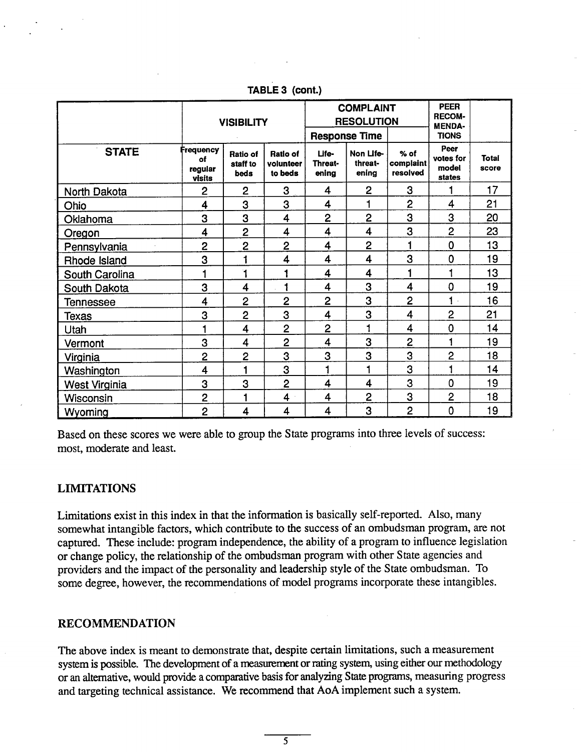**TABLE 3 (cont.)**

| | VISIBILITY | | | COMPLAINT RESOLUTION | | | PEER RECOMMENDATIONS | |
|---|---|---|---|---|---|---|---|---|
| | | | | Response Time | | | | |
| STATE | Frequency of regular visits | Ratio of staff to beds | Ratio of volunteer to beds | Life-Threatening | Non Life-threatening | % of complaint resolved | Peer votes for model states | Total score |
| North Dakota | 2 | 2 | 3 | 4 | 2 | 3 | 1 | 17 |
| Ohio | 4 | 3 | 3 | 4 | 1 | 2 | 4 | 21 |
| Oklahoma | 3 | 3 | 4 | 2 | 2 | 3 | 3 | 20 |
| Oregon | 4 | 2 | 4 | 4 | 4 | 3 | 2 | 23 |
| Pennsylvania | 2 | 2 | 2 | 4 | 2 | 1 | 0 | 13 |
| Rhode Island | 3 | 1 | 4 | 4 | 4 | 3 | 0 | 19 |
| South Carolina | 1 | 1 | 1 | 4 | 4 | 1 | 1 | 13 |
| South Dakota | 3 | 4 | 1 | 4 | 3 | 4 | 0 | 19 |
| Tennessee | 4 | 2 | 2 | 2 | 3 | 2 | 1 | 16 |
| Texas | 3 | 2 | 3 | 4 | 3 | 4 | 2 | 21 |
| Utah | 1 | 4 | 2 | 2 | 1 | 4 | 0 | 14 |
| Vermont | 3 | 4 | 2 | 4 | 3 | 2 | 1 | 19 |
| Virginia | 2 | 2 | 3 | 3 | 3 | 3 | 2 | 18 |
| Washington | 4 | 1 | 3 | 1 | 1 | 3 | 1 | 14 |
| West Virginia | 3 | 3 | 2 | 4 | 4 | 3 | 0 | 19 |
| Wisconsin | 2 | 1 | 4 | 4 | 2 | 3 | 2 | 18 |
| Wyoming | 2 | 4 | 4 | 4 | 3 | 2 | 0 | 19 |

Based on these scores we were able to group the State programs into three levels of success: most, moderate and least.

## LIMITATIONS

Limitations exist in this index in that the information is basically self-reported. Also, many somewhat intangible factors, which contribute to the success of an ombudsman program, are not captured. These include: program independence, the ability of a program to influence legislation or change policy, the relationship of the ombudsman program with other State agencies and providers and the impact of the personality and leadership style of the State ombudsman. To some degree, however, the recommendations of model programs incorporate these intangibles.

## RECOMMENDATION

The above index is meant to demonstrate that, despite certain limitations, such a measurement system is possible. The development of a measurement or rating system, using either our methodology or an alternative, would provide a comparative basis for analyzing State programs, measuring progress and targeting technical assistance. We recommend that AoA implement such a system.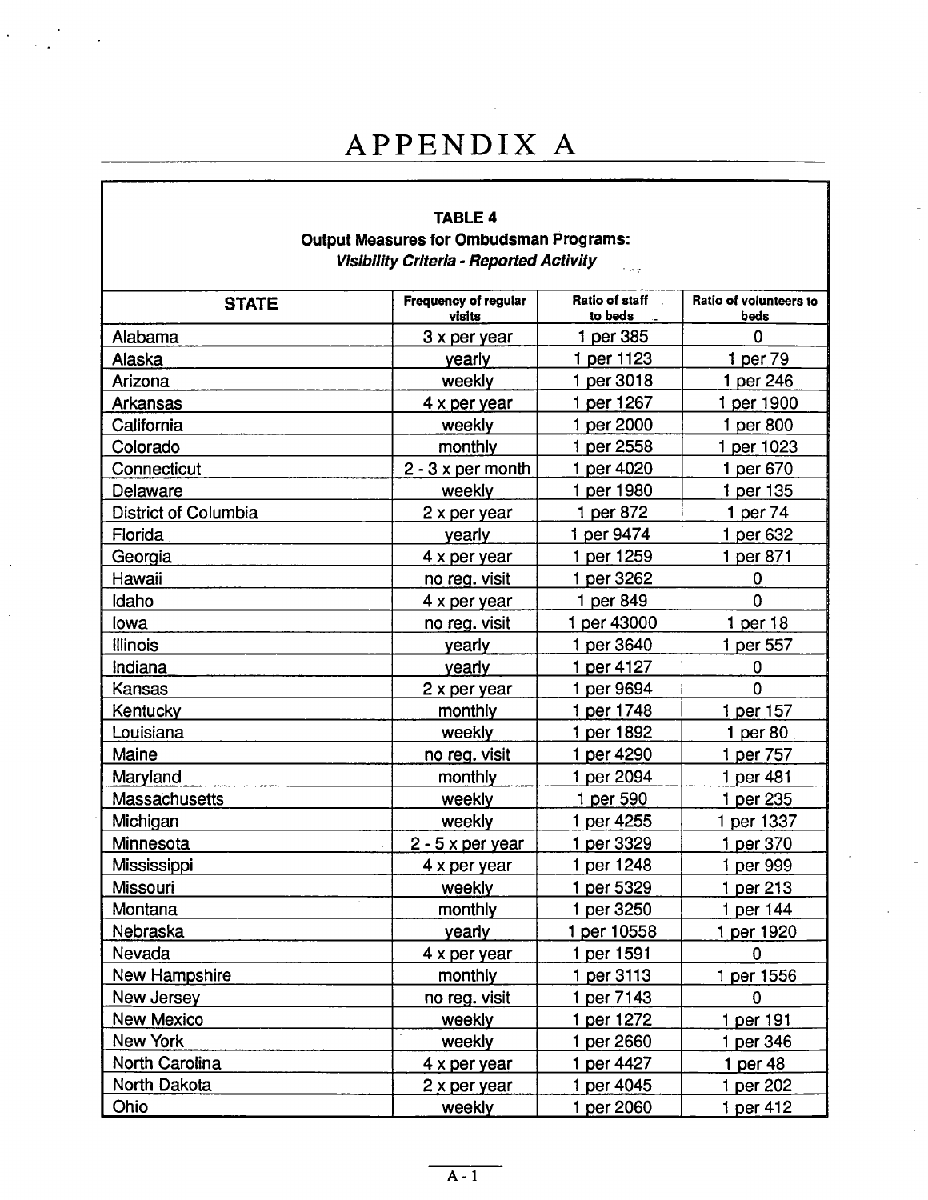# APPENDIX A

**TABLE 4**
**Output Measures for Ombudsman Programs:**
***Visibility Criteria - Reported Activity***

| STATE | Frequency of regular visits | Ratio of staff to beds | Ratio of volunteers to beds |
|---|---|---|---|
| Alabama | 3 x per year | 1 per 385 | 0 |
| Alaska | yearly | 1 per 1123 | 1 per 79 |
| Arizona | weekly | 1 per 3018 | 1 per 246 |
| Arkansas | 4 x per year | 1 per 1267 | 1 per 1900 |
| California | weekly | 1 per 2000 | 1 per 800 |
| Colorado | monthly | 1 per 2558 | 1 per 1023 |
| Connecticut | 2 - 3 x per month | 1 per 4020 | 1 per 670 |
| Delaware | weekly | 1 per 1980 | 1 per 135 |
| District of Columbia | 2 x per year | 1 per 872 | 1 per 74 |
| Florida | yearly | 1 per 9474 | 1 per 632 |
| Georgia | 4 x per year | 1 per 1259 | 1 per 871 |
| Hawaii | no reg. visit | 1 per 3262 | 0 |
| Idaho | 4 x per year | 1 per 849 | 0 |
| Iowa | no reg. visit | 1 per 43000 | 1 per 18 |
| Illinois | yearly | 1 per 3640 | 1 per 557 |
| Indiana | yearly | 1 per 4127 | 0 |
| Kansas | 2 x per year | 1 per 9694 | 0 |
| Kentucky | monthly | 1 per 1748 | 1 per 157 |
| Louisiana | weekly | 1 per 1892 | 1 per 80 |
| Maine | no reg. visit | 1 per 4290 | 1 per 757 |
| Maryland | monthly | 1 per 2094 | 1 per 481 |
| Massachusetts | weekly | 1 per 590 | 1 per 235 |
| Michigan | weekly | 1 per 4255 | 1 per 1337 |
| Minnesota | 2 - 5 x per year | 1 per 3329 | 1 per 370 |
| Mississippi | 4 x per year | 1 per 1248 | 1 per 999 |
| Missouri | weekly | 1 per 5329 | 1 per 213 |
| Montana | monthly | 1 per 3250 | 1 per 144 |
| Nebraska | yearly | 1 per 10558 | 1 per 1920 |
| Nevada | 4 x per year | 1 per 1591 | 0 |
| New Hampshire | monthly | 1 per 3113 | 1 per 1556 |
| New Jersey | no reg. visit | 1 per 7143 | 0 |
| New Mexico | weekly | 1 per 1272 | 1 per 191 |
| New York | weekly | 1 per 2660 | 1 per 346 |
| North Carolina | 4 x per year | 1 per 4427 | 1 per 48 |
| North Dakota | 2 x per year | 1 per 4045 | 1 per 202 |
| Ohio | weekly | 1 per 2060 | 1 per 412 |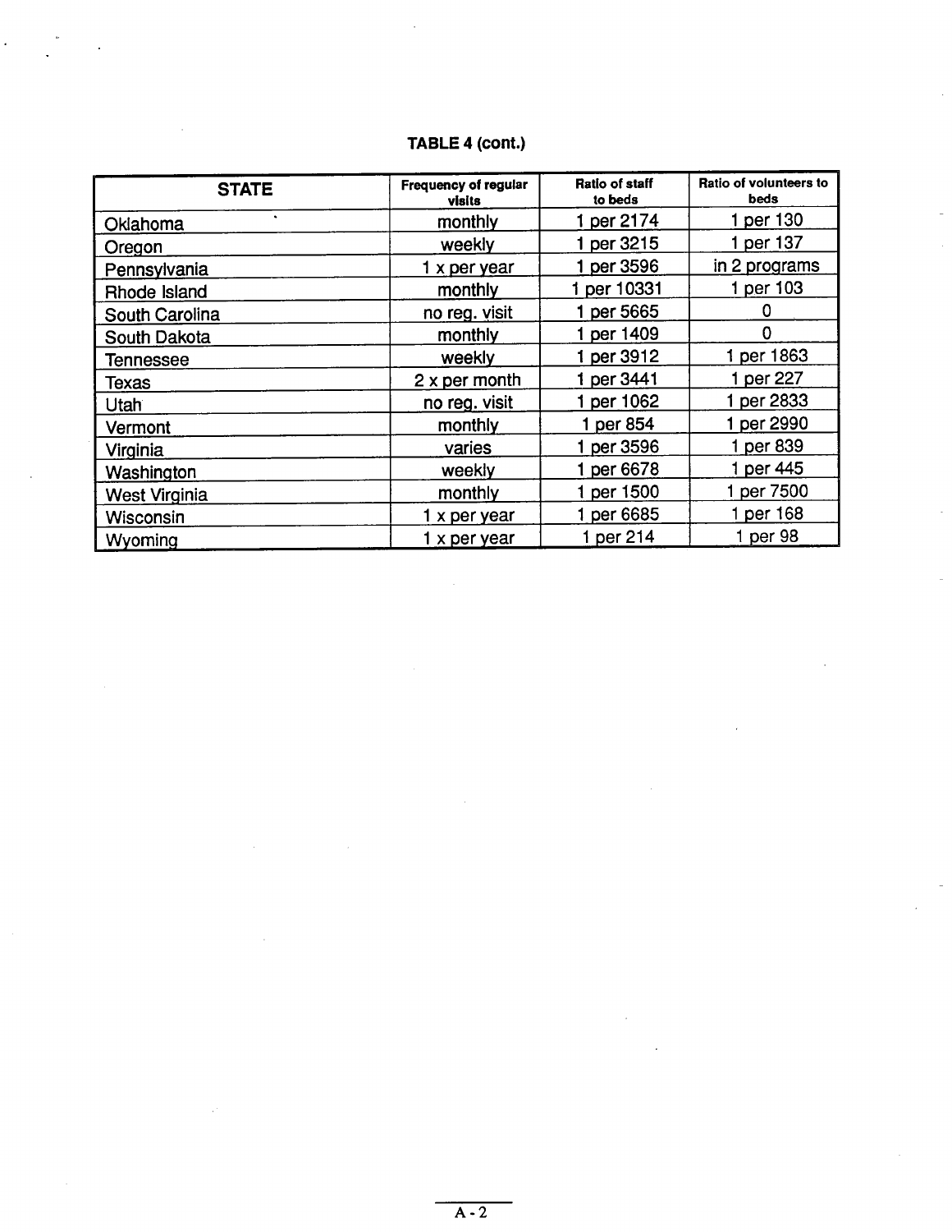**TABLE 4 (cont.)**

| STATE | Frequency of regular visits | Ratio of staff to beds | Ratio of volunteers to beds |
|---|---|---|---|
| Oklahoma | monthly | 1 per 2174 | 1 per 130 |
| Oregon | weekly | 1 per 3215 | 1 per 137 |
| Pennsylvania | 1 x per year | 1 per 3596 | in 2 programs |
| Rhode Island | monthly | 1 per 10331 | 1 per 103 |
| South Carolina | no reg. visit | 1 per 5665 | 0 |
| South Dakota | monthly | 1 per 1409 | 0 |
| Tennessee | weekly | 1 per 3912 | 1 per 1863 |
| Texas | 2 x per month | 1 per 3441 | 1 per 227 |
| Utah | no reg. visit | 1 per 1062 | 1 per 2833 |
| Vermont | monthly | 1 per 854 | 1 per 2990 |
| Virginia | varies | 1 per 3596 | 1 per 839 |
| Washington | weekly | 1 per 6678 | 1 per 445 |
| West Virginia | monthly | 1 per 1500 | 1 per 7500 |
| Wisconsin | 1 x per year | 1 per 6685 | 1 per 168 |
| Wyoming | 1 x per year | 1 per 214 | 1 per 98 |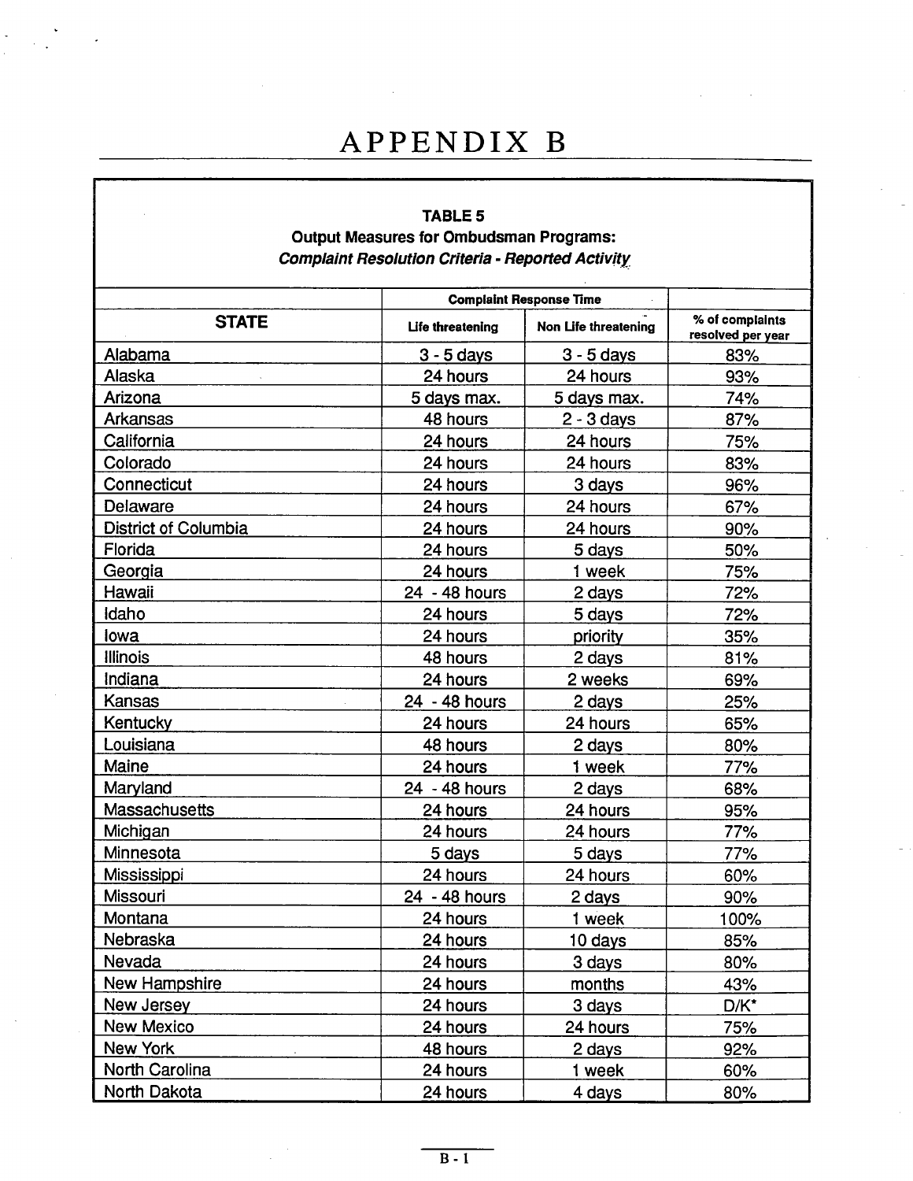# APPENDIX B

**TABLE 5**
**Output Measures for Ombudsman Programs:**
***Complaint Resolution Criteria - Reported Activity***

| STATE | Complaint Response Time | | |
|---|---|---|---|
| | Life threatening | Non Life threatening | % of complaints resolved per year |
| Alabama | 3 - 5 days | 3 - 5 days | 83% |
| Alaska | 24 hours | 24 hours | 93% |
| Arizona | 5 days max. | 5 days max. | 74% |
| Arkansas | 48 hours | 2 - 3 days | 87% |
| California | 24 hours | 24 hours | 75% |
| Colorado | 24 hours | 24 hours | 83% |
| Connecticut | 24 hours | 3 days | 96% |
| Delaware | 24 hours | 24 hours | 67% |
| District of Columbia | 24 hours | 24 hours | 90% |
| Florida | 24 hours | 5 days | 50% |
| Georgia | 24 hours | 1 week | 75% |
| Hawaii | 24 - 48 hours | 2 days | 72% |
| Idaho | 24 hours | 5 days | 72% |
| Iowa | 24 hours | priority | 35% |
| Illinois | 48 hours | 2 days | 81% |
| Indiana | 24 hours | 2 weeks | 69% |
| Kansas | 24 - 48 hours | 2 days | 25% |
| Kentucky | 24 hours | 24 hours | 65% |
| Louisiana | 48 hours | 2 days | 80% |
| Maine | 24 hours | 1 week | 77% |
| Maryland | 24 - 48 hours | 2 days | 68% |
| Massachusetts | 24 hours | 24 hours | 95% |
| Michigan | 24 hours | 24 hours | 77% |
| Minnesota | 5 days | 5 days | 77% |
| Mississippi | 24 hours | 24 hours | 60% |
| Missouri | 24 - 48 hours | 2 days | 90% |
| Montana | 24 hours | 1 week | 100% |
| Nebraska | 24 hours | 10 days | 85% |
| Nevada | 24 hours | 3 days | 80% |
| New Hampshire | 24 hours | months | 43% |
| New Jersey | 24 hours | 3 days | D/K* |
| New Mexico | 24 hours | 24 hours | 75% |
| New York | 48 hours | 2 days | 92% |
| North Carolina | 24 hours | 1 week | 60% |
| North Dakota | 24 hours | 4 days | 80% |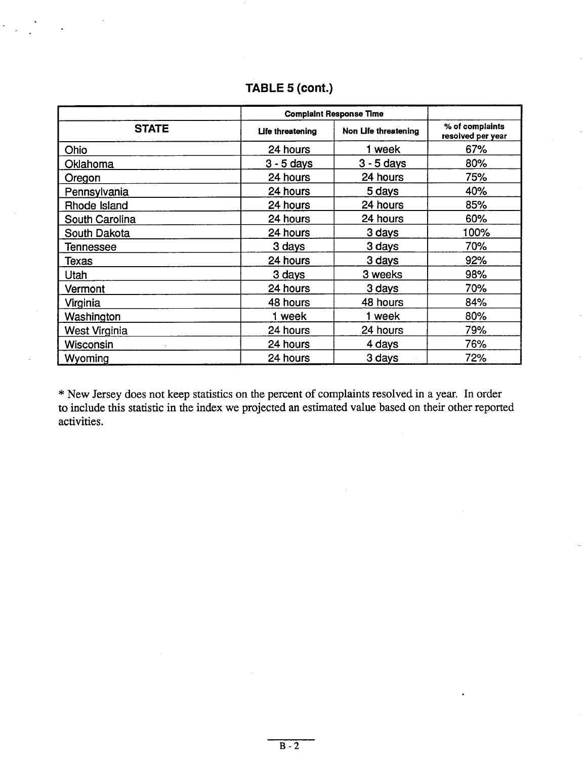## TABLE 5 (cont.)

| STATE | Complaint Response Time | | % of complaints resolved per year |
|---|---|---|---|
| | Life threatening | Non Life threatening | |
| Ohio | 24 hours | 1 week | 67% |
| Oklahoma | 3 - 5 days | 3 - 5 days | 80% |
| Oregon | 24 hours | 24 hours | 75% |
| Pennsylvania | 24 hours | 5 days | 40% |
| Rhode Island | 24 hours | 24 hours | 85% |
| South Carolina | 24 hours | 24 hours | 60% |
| South Dakota | 24 hours | 3 days | 100% |
| Tennessee | 3 days | 3 days | 70% |
| Texas | 24 hours | 3 days | 92% |
| Utah | 3 days | 3 weeks | 98% |
| Vermont | 24 hours | 3 days | 70% |
| Virginia | 48 hours | 48 hours | 84% |
| Washington | 1 week | 1 week | 80% |
| West Virginia | 24 hours | 24 hours | 79% |
| Wisconsin | 24 hours | 4 days | 76% |
| Wyoming | 24 hours | 3 days | 72% |

* New Jersey does not keep statistics on the percent of complaints resolved in a year. In order to include this statistic in the index we projected an estimated value based on their other reported activities.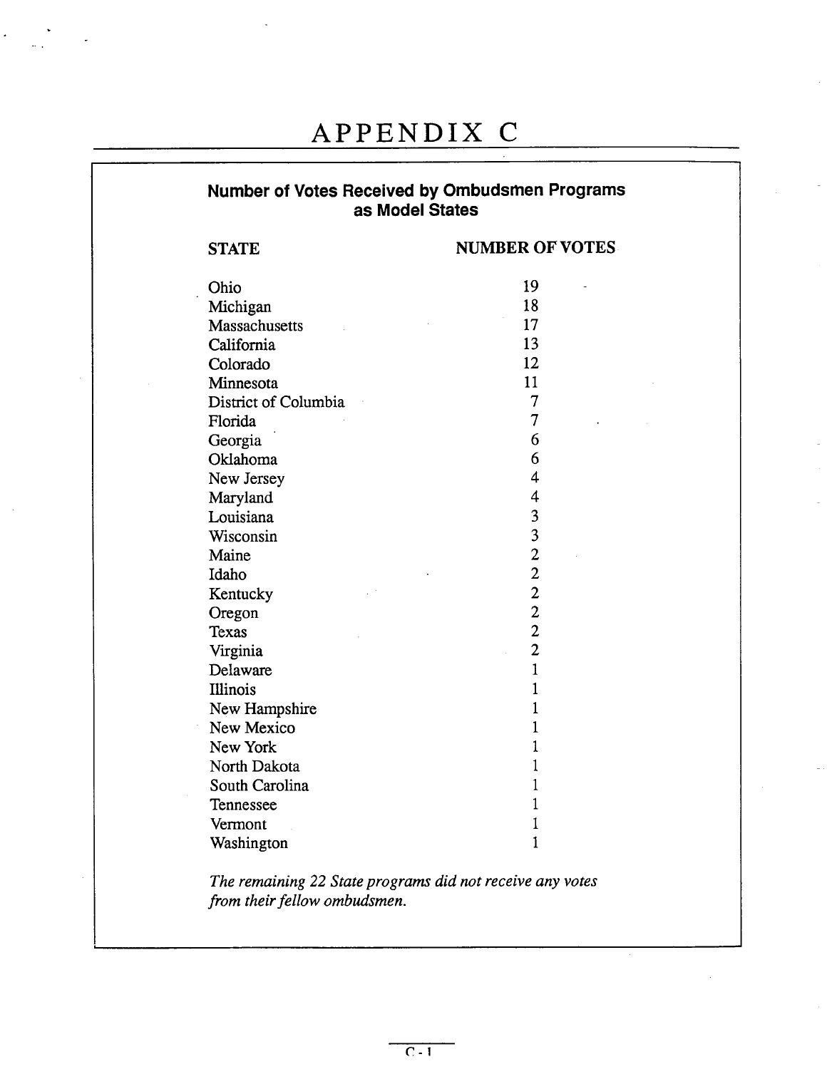# APPENDIX C

**Number of Votes Received by Ombudsmen Programs as Model States**

| STATE | NUMBER OF VOTES |
|---|---|
| Ohio | 19 |
| Michigan | 18 |
| Massachusetts | 17 |
| California | 13 |
| Colorado | 12 |
| Minnesota | 11 |
| District of Columbia | 7 |
| Florida | 7 |
| Georgia | 6 |
| Oklahoma | 6 |
| New Jersey | 4 |
| Maryland | 4 |
| Louisiana | 3 |
| Wisconsin | 3 |
| Maine | 2 |
| Idaho | 2 |
| Kentucky | 2 |
| Oregon | 2 |
| Texas | 2 |
| Virginia | 2 |
| Delaware | 1 |
| Illinois | 1 |
| New Hampshire | 1 |
| New Mexico | 1 |
| New York | 1 |
| North Dakota | 1 |
| South Carolina | 1 |
| Tennessee | 1 |
| Vermont | 1 |
| Washington | 1 |

*The remaining 22 State programs did not receive any votes from their fellow ombudsmen.*